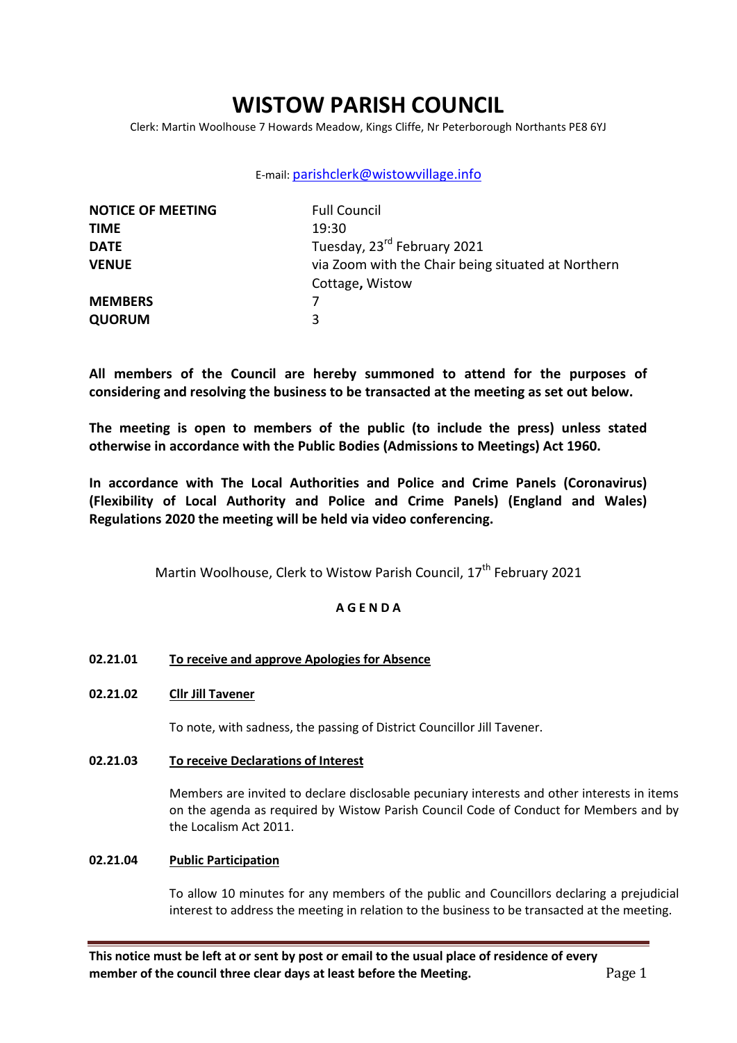# WISTOW PARISH COUNCIL

Clerk: Martin Woolhouse 7 Howards Meadow, Kings Cliffe, Nr Peterborough Northants PE8 6YJ

E-mail: parishclerk@wistowvillage.info

| | |
|---|---|
| **NOTICE OF MEETING** | Full Council |
| **TIME** | 19:30 |
| **DATE** | Tuesday, 23rd February 2021 |
| **VENUE** | via Zoom with the Chair being situated at Northern Cottage**,** Wistow |
| **MEMBERS** | 7 |
| **QUORUM** | 3 |

**All members of the Council are hereby summoned to attend for the purposes of considering and resolving the business to be transacted at the meeting as set out below.**

**The meeting is open to members of the public (to include the press) unless stated otherwise in accordance with the Public Bodies (Admissions to Meetings) Act 1960.**

**In accordance with The Local Authorities and Police and Crime Panels (Coronavirus) (Flexibility of Local Authority and Police and Crime Panels) (England and Wales) Regulations 2020 the meeting will be held via video conferencing.**

Martin Woolhouse, Clerk to Wistow Parish Council, 17th February 2021

## A G E N D A

**02.21.01 To receive and approve Apologies for Absence**

**02.21.02 Cllr Jill Tavener**

To note, with sadness, the passing of District Councillor Jill Tavener.

**02.21.03 To receive Declarations of Interest**

Members are invited to declare disclosable pecuniary interests and other interests in items on the agenda as required by Wistow Parish Council Code of Conduct for Members and by the Localism Act 2011.

**02.21.04 Public Participation**

To allow 10 minutes for any members of the public and Councillors declaring a prejudicial interest to address the meeting in relation to the business to be transacted at the meeting.

**This notice must be left at or sent by post or email to the usual place of residence of every member of the council three clear days at least before the Meeting.**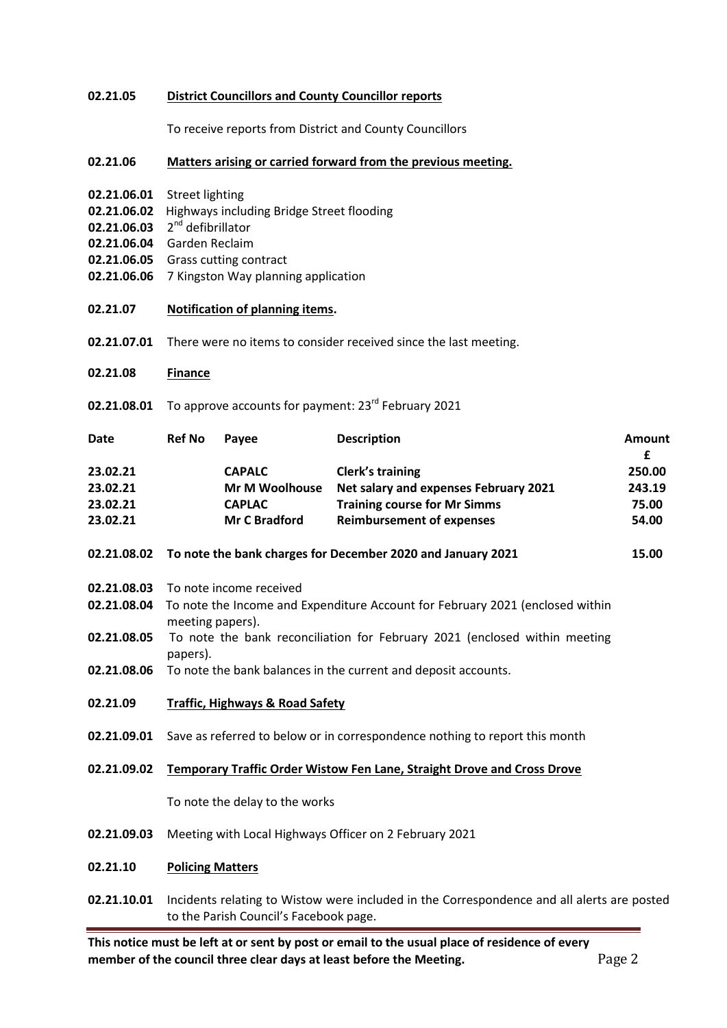**02.21.05** **District Councillors and County Councillor reports**

To receive reports from District and County Councillors

**02.21.06** **Matters arising or carried forward from the previous meeting.**

**02.21.06.01** Street lighting
**02.21.06.02** Highways including Bridge Street flooding
**02.21.06.03** 2nd defibrillator
**02.21.06.04** Garden Reclaim
**02.21.06.05** Grass cutting contract
**02.21.06.06** 7 Kingston Way planning application

**02.21.07** **Notification of planning items.**

**02.21.07.01** There were no items to consider received since the last meeting.

**02.21.08** **Finance**

**02.21.08.01** To approve accounts for payment: 23rd February 2021

| Date | Ref No | Payee | Description | Amount £ |
|---|---|---|---|---|
| **23.02.21** | | **CAPALC** | **Clerk's training** | **250.00** |
| **23.02.21** | | **Mr M Woolhouse** | **Net salary and expenses February 2021** | **243.19** |
| **23.02.21** | | **CAPLAC** | **Training course for Mr Simms** | **75.00** |
| **23.02.21** | | **Mr C Bradford** | **Reimbursement of expenses** | **54.00** |

**02.21.08.02** **To note the bank charges for December 2020 and January 2021** **15.00**

**02.21.08.03** To note income received
**02.21.08.04** To note the Income and Expenditure Account for February 2021 (enclosed within meeting papers).
**02.21.08.05** To note the bank reconciliation for February 2021 (enclosed within meeting papers).
**02.21.08.06** To note the bank balances in the current and deposit accounts.

**02.21.09** **Traffic, Highways & Road Safety**

**02.21.09.01** Save as referred to below or in correspondence nothing to report this month

**02.21.09.02** **Temporary Traffic Order Wistow Fen Lane, Straight Drove and Cross Drove**

To note the delay to the works

**02.21.09.03** Meeting with Local Highways Officer on 2 February 2021

**02.21.10** **Policing Matters**

**02.21.10.01** Incidents relating to Wistow were included in the Correspondence and all alerts are posted to the Parish Council's Facebook page.

**This notice must be left at or sent by post or email to the usual place of residence of every member of the council three clear days at least before the Meeting.**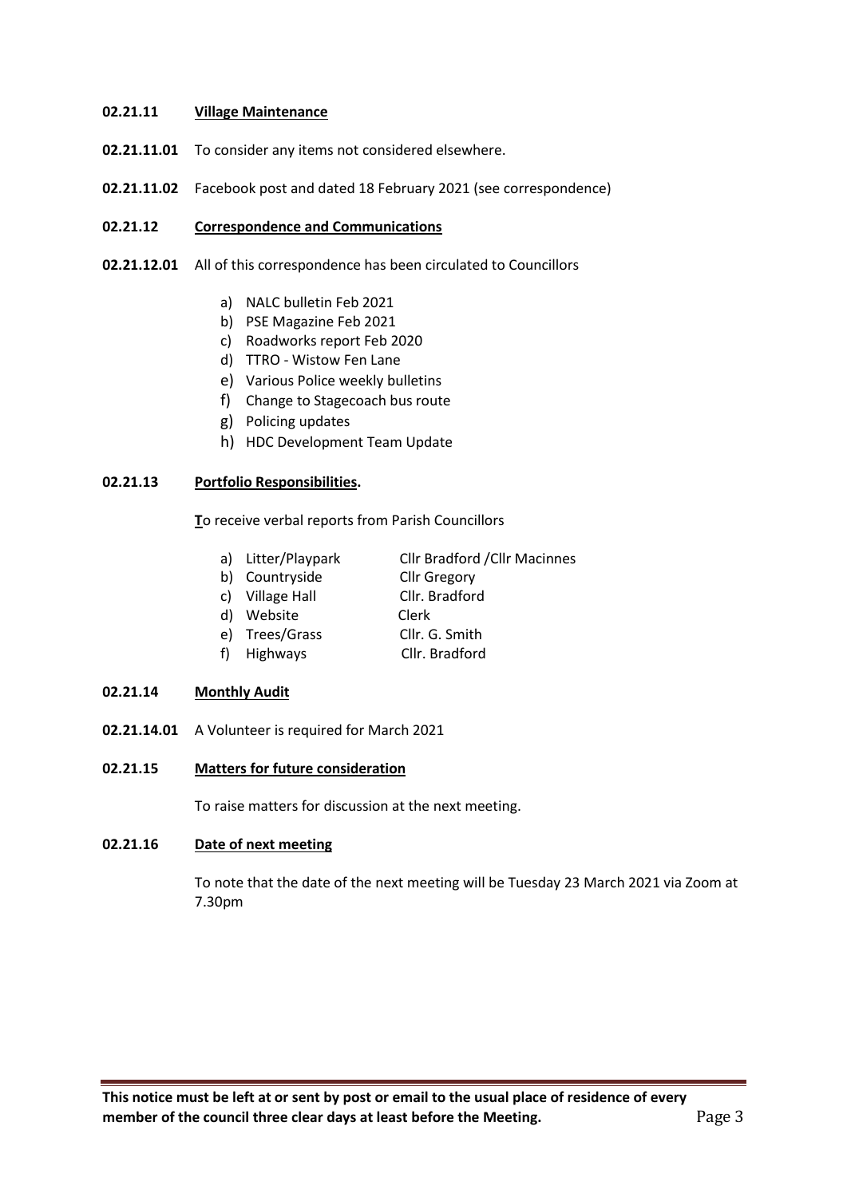**02.21.11** **Village Maintenance**

**02.21.11.01** To consider any items not considered elsewhere.

**02.21.11.02** Facebook post and dated 18 February 2021 (see correspondence)

**02.21.12** **Correspondence and Communications**

**02.21.12.01** All of this correspondence has been circulated to Councillors

a) NALC bulletin Feb 2021
b) PSE Magazine Feb 2021
c) Roadworks report Feb 2020
d) TTRO - Wistow Fen Lane
e) Various Police weekly bulletins
f) Change to Stagecoach bus route
g) Policing updates
h) HDC Development Team Update

**02.21.13** **Portfolio Responsibilities.**

**T**o receive verbal reports from Parish Councillors

| | |
|---|---|
| a) Litter/Playpark | Cllr Bradford /Cllr Macinnes |
| b) Countryside | Cllr Gregory |
| c) Village Hall | Cllr. Bradford |
| d) Website | Clerk |
| e) Trees/Grass | Cllr. G. Smith |
| f) Highways | Cllr. Bradford |

**02.21.14** **Monthly Audit**

**02.21.14.01** A Volunteer is required for March 2021

**02.21.15** **Matters for future consideration**

To raise matters for discussion at the next meeting.

**02.21.16** **Date of next meeting**

To note that the date of the next meeting will be Tuesday 23 March 2021 via Zoom at 7.30pm

**This notice must be left at or sent by post or email to the usual place of residence of every member of the council three clear days at least before the Meeting.**